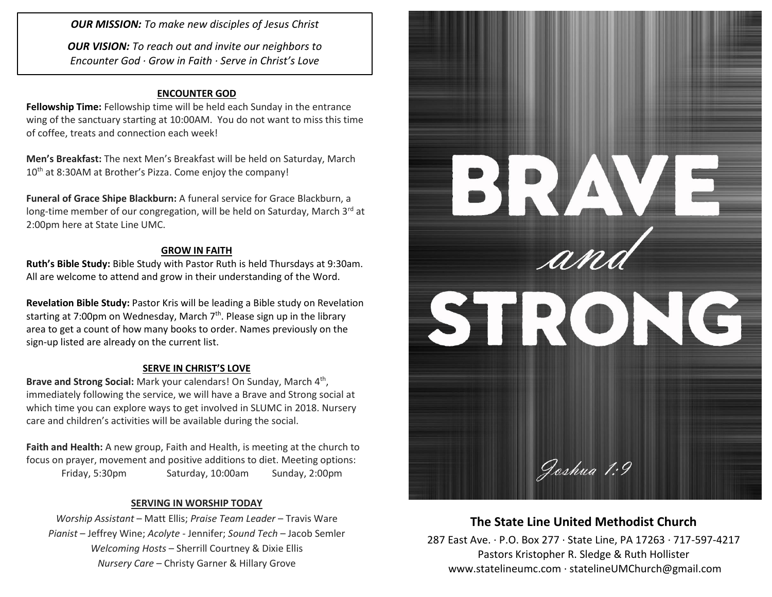***OUR MISSION:*** *To make new disciples of Jesus Christ*

***OUR VISION:*** *To reach out and invite our neighbors to Encounter God · Grow in Faith · Serve in Christ's Love*

## ENCOUNTER GOD

**Fellowship Time:** Fellowship time will be held each Sunday in the entrance wing of the sanctuary starting at 10:00AM. You do not want to miss this time of coffee, treats and connection each week!

**Men's Breakfast:** The next Men's Breakfast will be held on Saturday, March 10th at 8:30AM at Brother's Pizza. Come enjoy the company!

**Funeral of Grace Shipe Blackburn:** A funeral service for Grace Blackburn, a long-time member of our congregation, will be held on Saturday, March 3rd at 2:00pm here at State Line UMC.

## GROW IN FAITH

**Ruth's Bible Study:** Bible Study with Pastor Ruth is held Thursdays at 9:30am. All are welcome to attend and grow in their understanding of the Word.

**Revelation Bible Study:** Pastor Kris will be leading a Bible study on Revelation starting at 7:00pm on Wednesday, March 7th. Please sign up in the library area to get a count of how many books to order. Names previously on the sign-up listed are already on the current list.

## SERVE IN CHRIST'S LOVE

**Brave and Strong Social:** Mark your calendars! On Sunday, March 4th, immediately following the service, we will have a Brave and Strong social at which time you can explore ways to get involved in SLUMC in 2018. Nursery care and children's activities will be available during the social.

**Faith and Health:** A new group, Faith and Health, is meeting at the church to focus on prayer, movement and positive additions to diet. Meeting options:

Friday, 5:30pm    Saturday, 10:00am    Sunday, 2:00pm

## SERVING IN WORSHIP TODAY

*Worship Assistant* – Matt Ellis; *Praise Team Leader* – Travis Ware
*Pianist* – Jeffrey Wine; *Acolyte* - Jennifer; *Sound Tech* – Jacob Semler
*Welcoming Hosts* – Sherrill Courtney & Dixie Ellis
*Nursery Care* – Christy Garner & Hillary Grove

# BRAVE *and* STRONG

*Joshua 1:9*

## The State Line United Methodist Church

287 East Ave. · P.O. Box 277 · State Line, PA 17263 · 717-597-4217
Pastors Kristopher R. Sledge & Ruth Hollister
www.statelineumc.com · statelineUMChurch@gmail.com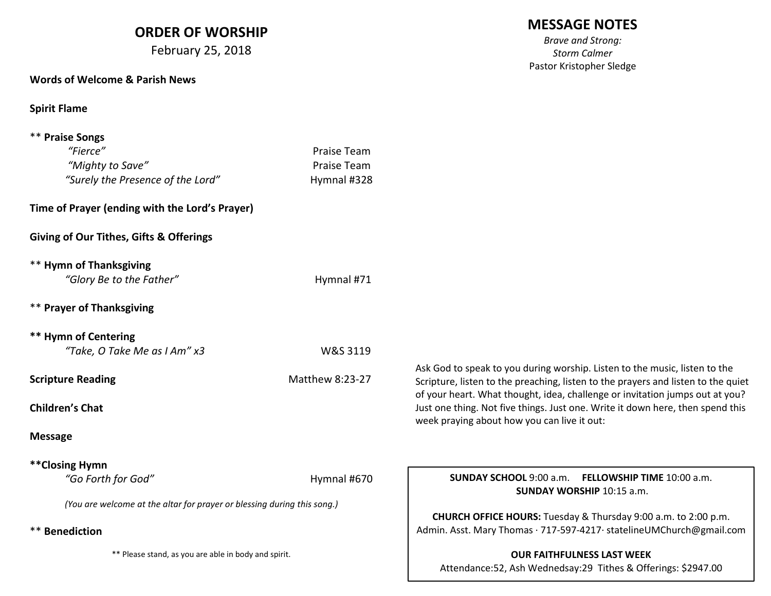## ORDER OF WORSHIP

February 25, 2018

**Words of Welcome & Parish News**

**Spirit Flame**

** **Praise Songs**

| | |
|---|---|
| *"Fierce"* | Praise Team |
| *"Mighty to Save"* | Praise Team |
| *"Surely the Presence of the Lord"* | Hymnal #328 |

**Time of Prayer (ending with the Lord's Prayer)**

**Giving of Our Tithes, Gifts & Offerings**

** **Hymn of Thanksgiving**

*"Glory Be to the Father"* — Hymnal #71

** **Prayer of Thanksgiving**

**** Hymn of Centering**

*"Take, O Take Me as I Am" x3* — W&S 3119

**Scripture Reading** — Matthew 8:23-27

**Children's Chat**

**Message**

****Closing Hymn**

*"Go Forth for God"* — Hymnal #670

*(You are welcome at the altar for prayer or blessing during this song.)*

** **Benediction**

** Please stand, as you are able in body and spirit.

## MESSAGE NOTES

*Brave and Strong:*
*Storm Calmer*
Pastor Kristopher Sledge

Ask God to speak to you during worship. Listen to the music, listen to the Scripture, listen to the preaching, listen to the prayers and listen to the quiet of your heart. What thought, idea, challenge or invitation jumps out at you? Just one thing. Not five things. Just one. Write it down here, then spend this week praying about how you can live it out:

**SUNDAY SCHOOL** 9:00 a.m. **FELLOWSHIP TIME** 10:00 a.m.
**SUNDAY WORSHIP** 10:15 a.m.

**CHURCH OFFICE HOURS:** Tuesday & Thursday 9:00 a.m. to 2:00 p.m.
Admin. Asst. Mary Thomas · 717-597-4217· statelineUMChurch@gmail.com

**OUR FAITHFULNESS LAST WEEK**
Attendance:52, Ash Wednesday:29 Tithes & Offerings: $2947.00